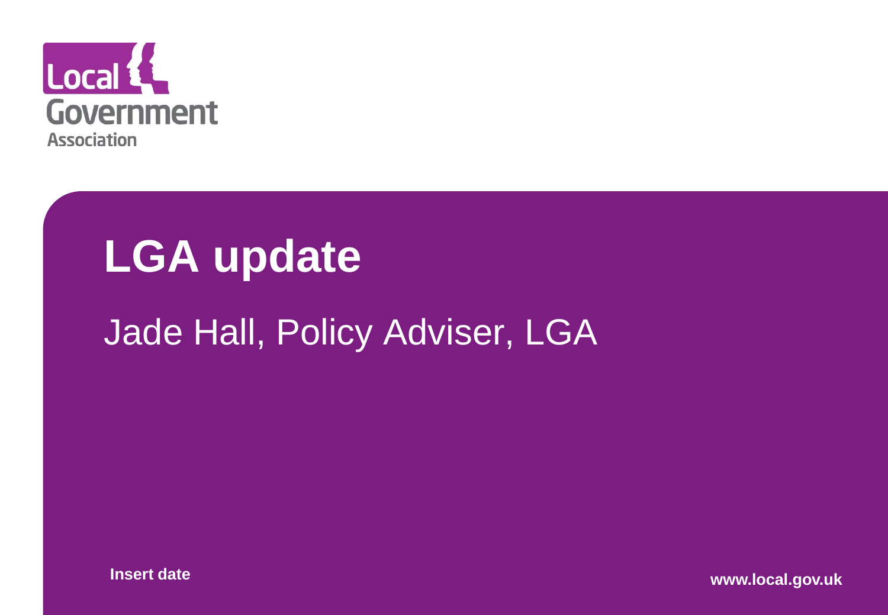Local Government Association

# LGA update

Jade Hall, Policy Adviser, LGA

**Insert date**

**www.local.gov.uk**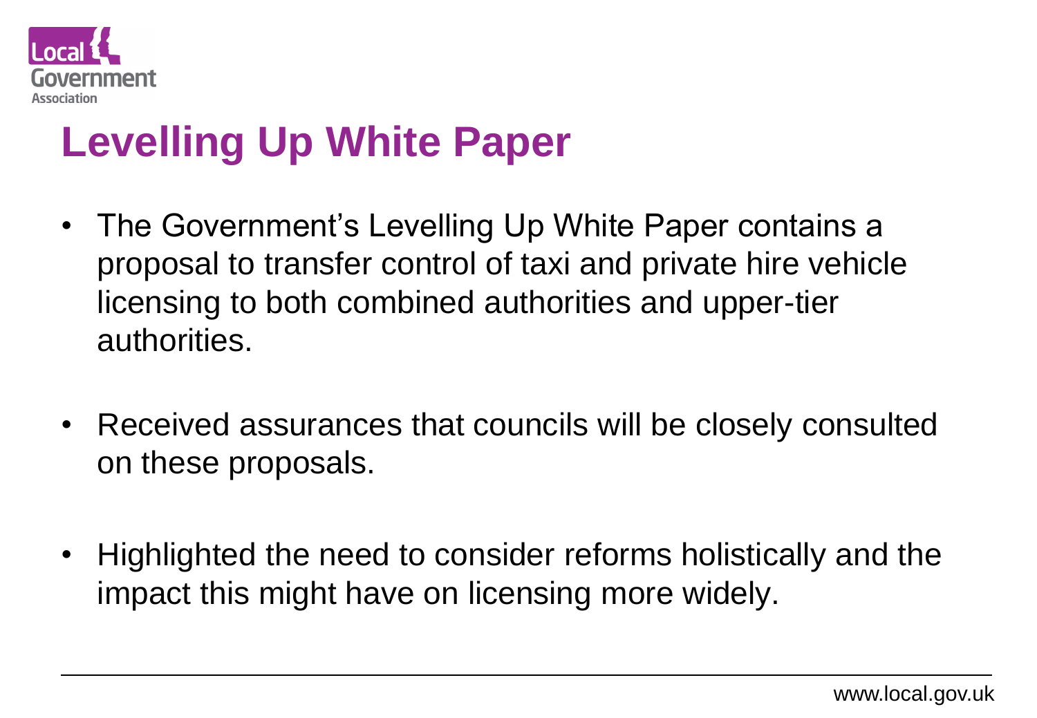# Levelling Up White Paper

- The Government's Levelling Up White Paper contains a proposal to transfer control of taxi and private hire vehicle licensing to both combined authorities and upper-tier authorities.
- Received assurances that councils will be closely consulted on these proposals.
- Highlighted the need to consider reforms holistically and the impact this might have on licensing more widely.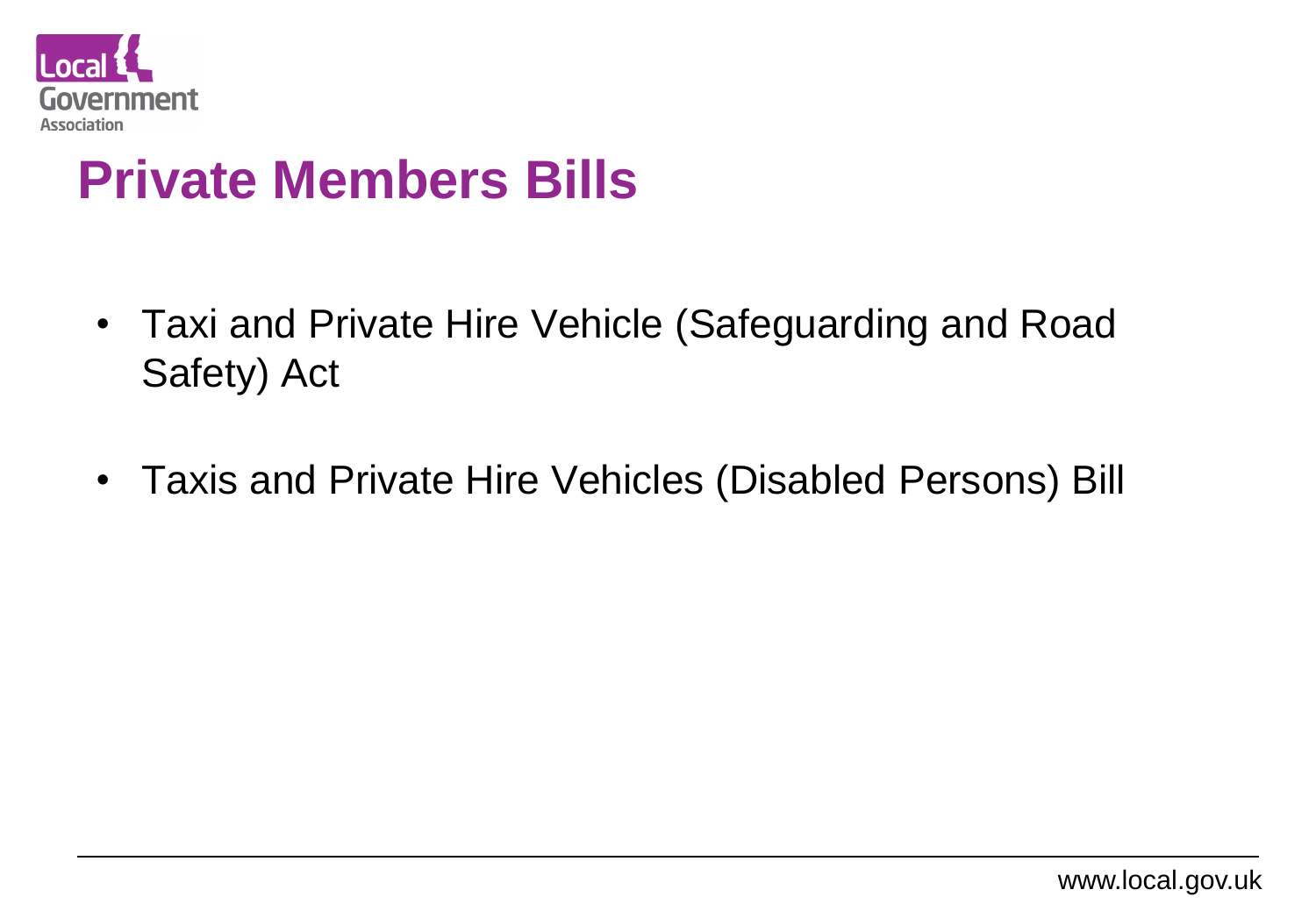# Private Members Bills

- Taxi and Private Hire Vehicle (Safeguarding and Road Safety) Act
- Taxis and Private Hire Vehicles (Disabled Persons) Bill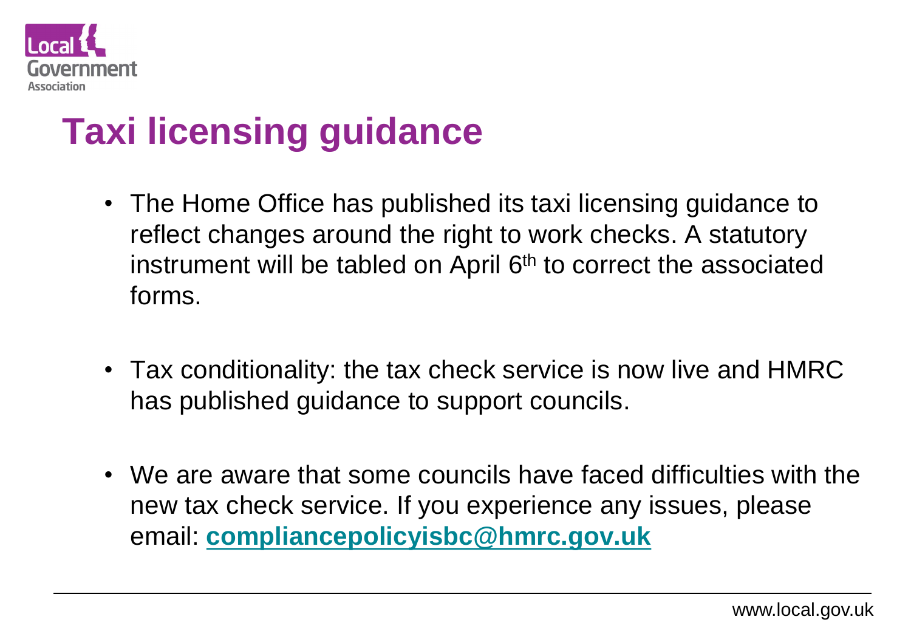# Taxi licensing guidance

- The Home Office has published its taxi licensing guidance to reflect changes around the right to work checks. A statutory instrument will be tabled on April 6th to correct the associated forms.
- Tax conditionality: the tax check service is now live and HMRC has published guidance to support councils.
- We are aware that some councils have faced difficulties with the new tax check service. If you experience any issues, please email: **compliancepolicyisbc@hmrc.gov.uk**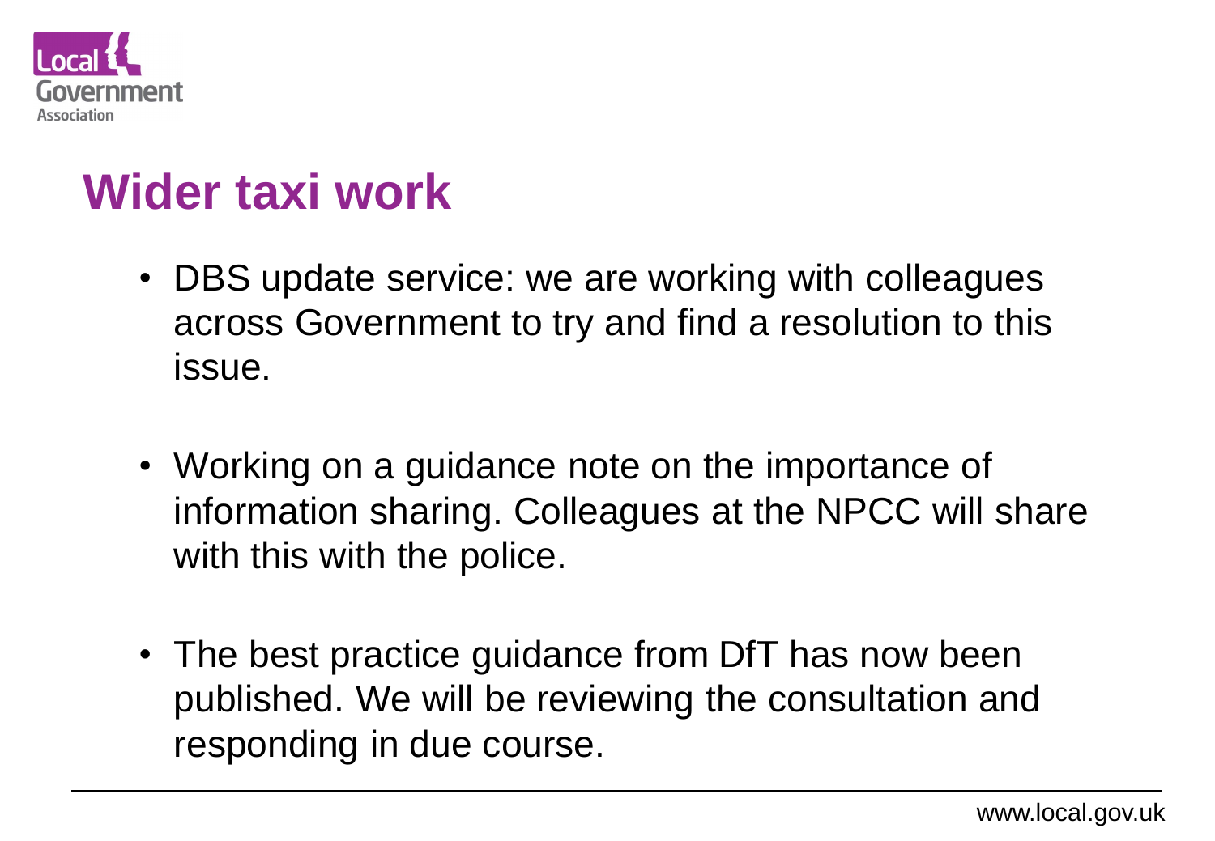# Wider taxi work

- DBS update service: we are working with colleagues across Government to try and find a resolution to this issue.

- Working on a guidance note on the importance of information sharing. Colleagues at the NPCC will share with this with the police.

- The best practice guidance from DfT has now been published. We will be reviewing the consultation and responding in due course.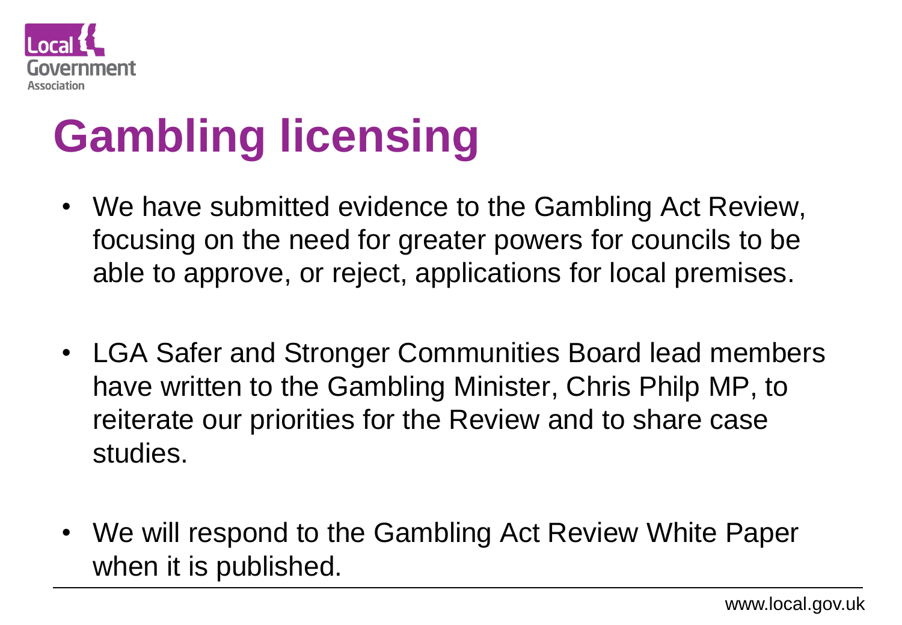# Gambling licensing

- We have submitted evidence to the Gambling Act Review, focusing on the need for greater powers for councils to be able to approve, or reject, applications for local premises.
- LGA Safer and Stronger Communities Board lead members have written to the Gambling Minister, Chris Philp MP, to reiterate our priorities for the Review and to share case studies.
- We will respond to the Gambling Act Review White Paper when it is published.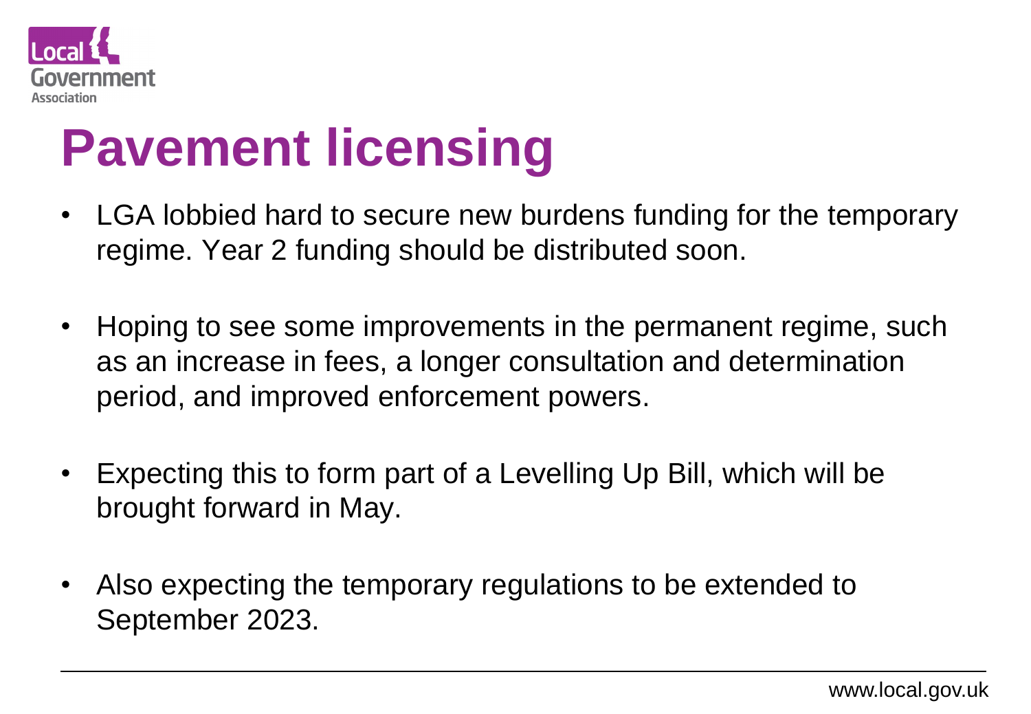# Pavement licensing

- LGA lobbied hard to secure new burdens funding for the temporary regime. Year 2 funding should be distributed soon.
- Hoping to see some improvements in the permanent regime, such as an increase in fees, a longer consultation and determination period, and improved enforcement powers.
- Expecting this to form part of a Levelling Up Bill, which will be brought forward in May.
- Also expecting the temporary regulations to be extended to September 2023.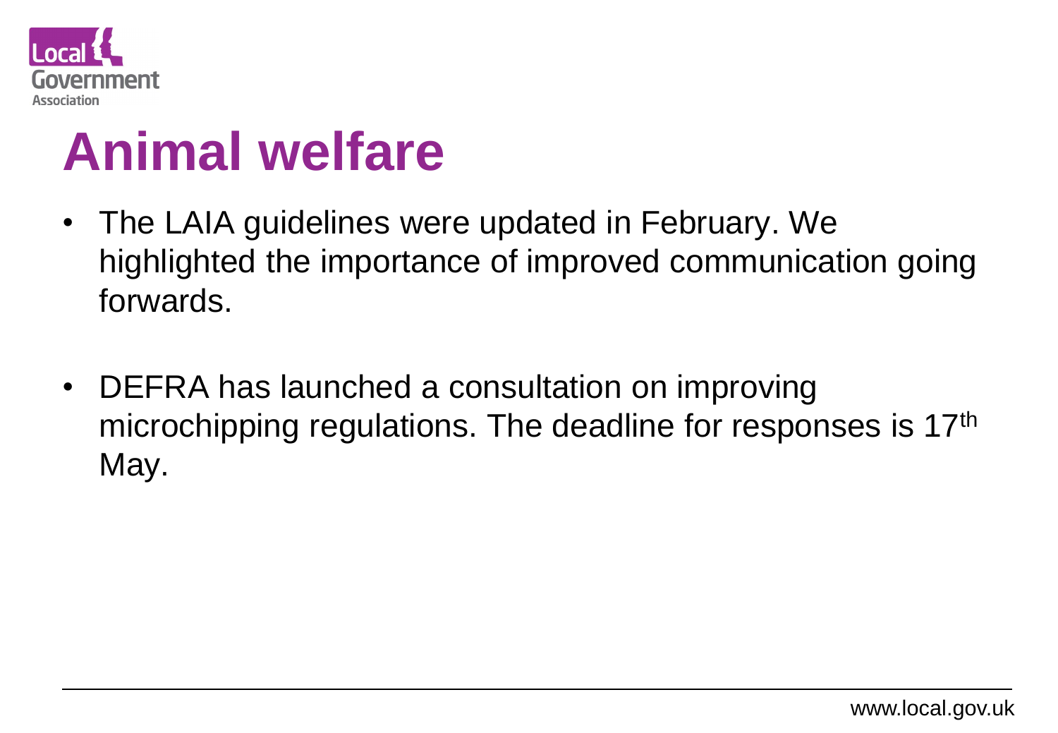# Animal welfare

- The LAIA guidelines were updated in February. We highlighted the importance of improved communication going forwards.
- DEFRA has launched a consultation on improving microchipping regulations. The deadline for responses is 17th May.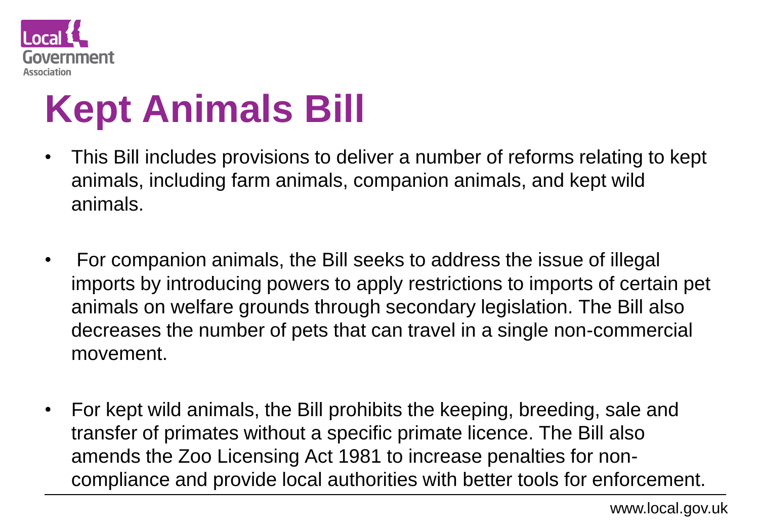# Kept Animals Bill

- This Bill includes provisions to deliver a number of reforms relating to kept animals, including farm animals, companion animals, and kept wild animals.
- For companion animals, the Bill seeks to address the issue of illegal imports by introducing powers to apply restrictions to imports of certain pet animals on welfare grounds through secondary legislation. The Bill also decreases the number of pets that can travel in a single non-commercial movement.
- For kept wild animals, the Bill prohibits the keeping, breeding, sale and transfer of primates without a specific primate licence. The Bill also amends the Zoo Licensing Act 1981 to increase penalties for non-compliance and provide local authorities with better tools for enforcement.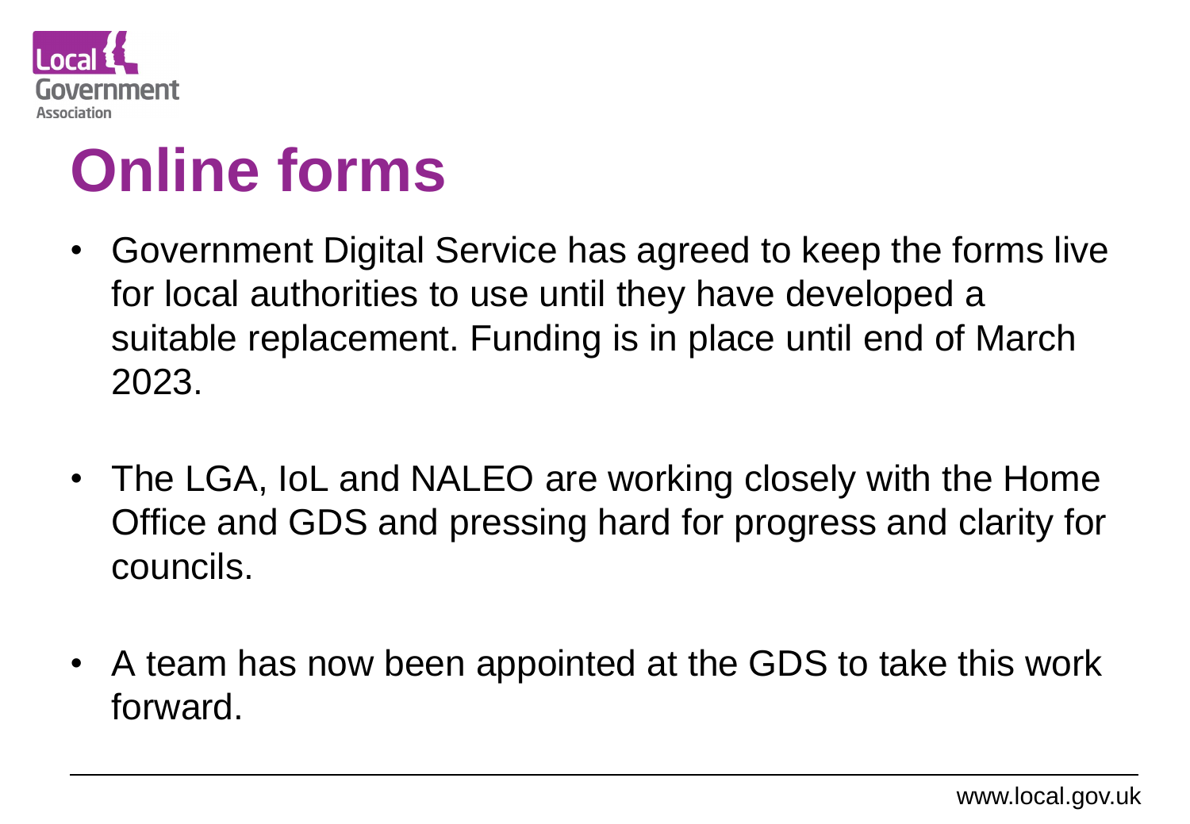# Online forms

- Government Digital Service has agreed to keep the forms live for local authorities to use until they have developed a suitable replacement. Funding is in place until end of March 2023.
- The LGA, IoL and NALEO are working closely with the Home Office and GDS and pressing hard for progress and clarity for councils.
- A team has now been appointed at the GDS to take this work forward.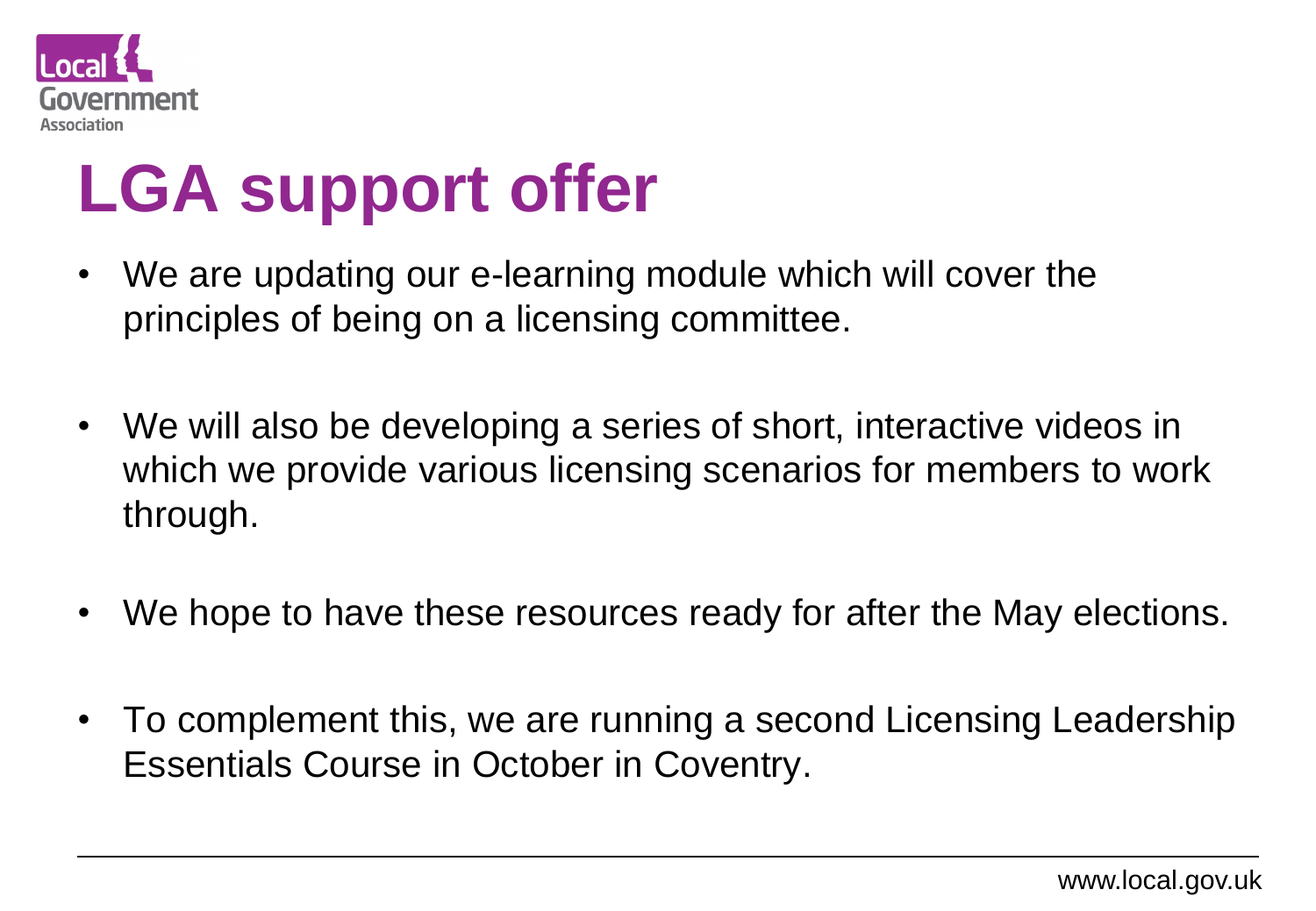# LGA support offer

- We are updating our e-learning module which will cover the principles of being on a licensing committee.
- We will also be developing a series of short, interactive videos in which we provide various licensing scenarios for members to work through.
- We hope to have these resources ready for after the May elections.
- To complement this, we are running a second Licensing Leadership Essentials Course in October in Coventry.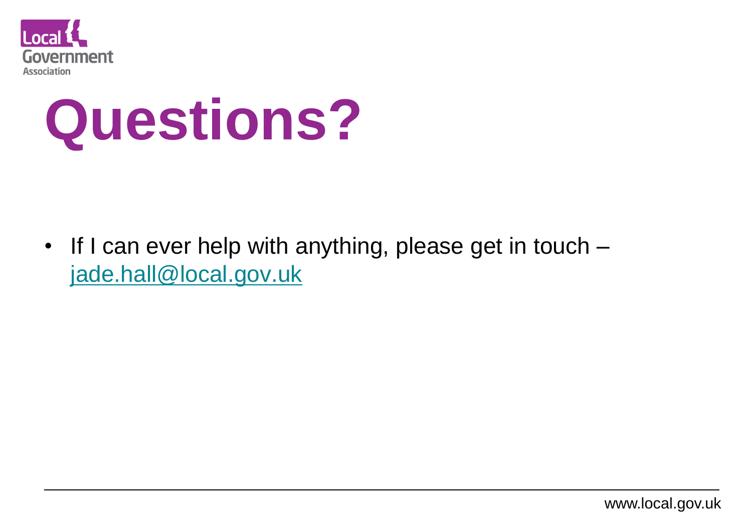# Questions?

- If I can ever help with anything, please get in touch – jade.hall@local.gov.uk